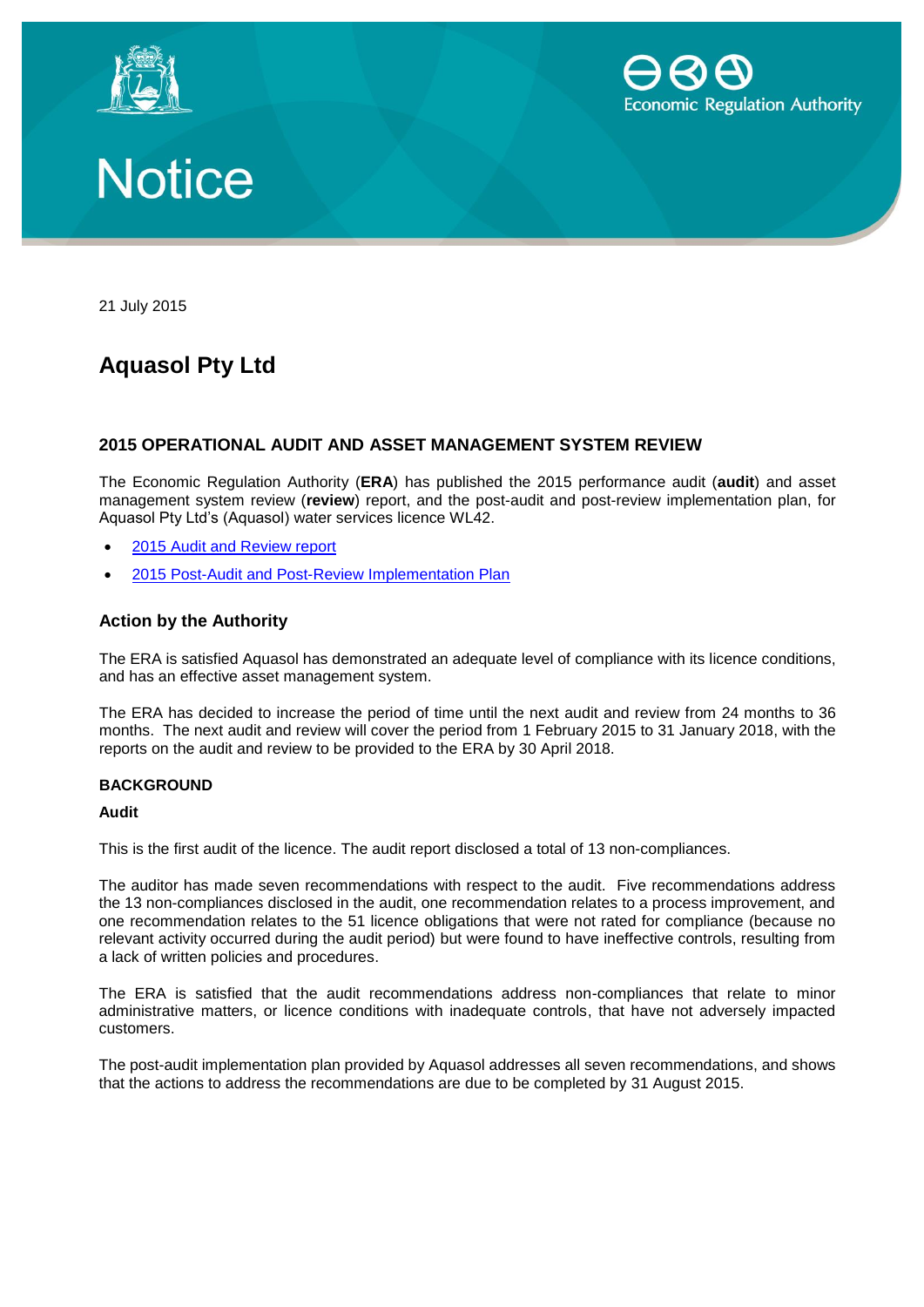Economic Regulation Authority

# Notice

21 July 2015

## Aquasol Pty Ltd

### 2015 OPERATIONAL AUDIT AND ASSET MANAGEMENT SYSTEM REVIEW

The Economic Regulation Authority (**ERA**) has published the 2015 performance audit (**audit**) and asset management system review (**review**) report, and the post-audit and post-review implementation plan, for Aquasol Pty Ltd's (Aquasol) water services licence WL42.

- 2015 Audit and Review report
- 2015 Post-Audit and Post-Review Implementation Plan

### Action by the Authority

The ERA is satisfied Aquasol has demonstrated an adequate level of compliance with its licence conditions, and has an effective asset management system.

The ERA has decided to increase the period of time until the next audit and review from 24 months to 36 months. The next audit and review will cover the period from 1 February 2015 to 31 January 2018, with the reports on the audit and review to be provided to the ERA by 30 April 2018.

#### BACKGROUND

**Audit**

This is the first audit of the licence. The audit report disclosed a total of 13 non-compliances.

The auditor has made seven recommendations with respect to the audit. Five recommendations address the 13 non-compliances disclosed in the audit, one recommendation relates to a process improvement, and one recommendation relates to the 51 licence obligations that were not rated for compliance (because no relevant activity occurred during the audit period) but were found to have ineffective controls, resulting from a lack of written policies and procedures.

The ERA is satisfied that the audit recommendations address non-compliances that relate to minor administrative matters, or licence conditions with inadequate controls, that have not adversely impacted customers.

The post-audit implementation plan provided by Aquasol addresses all seven recommendations, and shows that the actions to address the recommendations are due to be completed by 31 August 2015.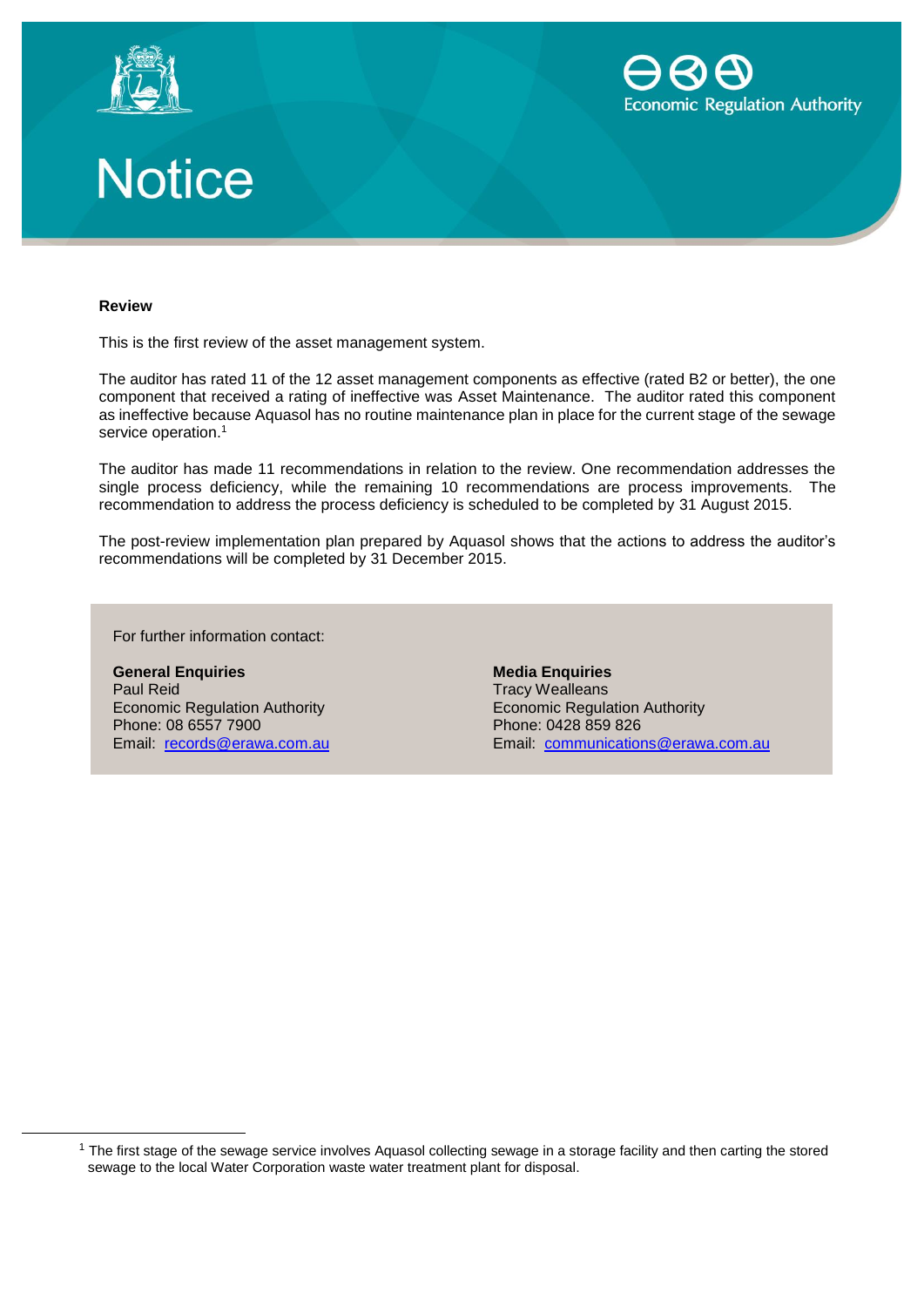# Notice

**Review**

This is the first review of the asset management system.

The auditor has rated 11 of the 12 asset management components as effective (rated B2 or better), the one component that received a rating of ineffective was Asset Maintenance. The auditor rated this component as ineffective because Aquasol has no routine maintenance plan in place for the current stage of the sewage service operation.[1]

The auditor has made 11 recommendations in relation to the review. One recommendation addresses the single process deficiency, while the remaining 10 recommendations are process improvements. The recommendation to address the process deficiency is scheduled to be completed by 31 August 2015.

The post-review implementation plan prepared by Aquasol shows that the actions to address the auditor's recommendations will be completed by 31 December 2015.

For further information contact:

**General Enquiries**
Paul Reid
Economic Regulation Authority
Phone: 08 6557 7900
Email: records@erawa.com.au

**Media Enquiries**
Tracy Wealleans
Economic Regulation Authority
Phone: 0428 859 826
Email: communications@erawa.com.au

[1] The first stage of the sewage service involves Aquasol collecting sewage in a storage facility and then carting the stored sewage to the local Water Corporation waste water treatment plant for disposal.